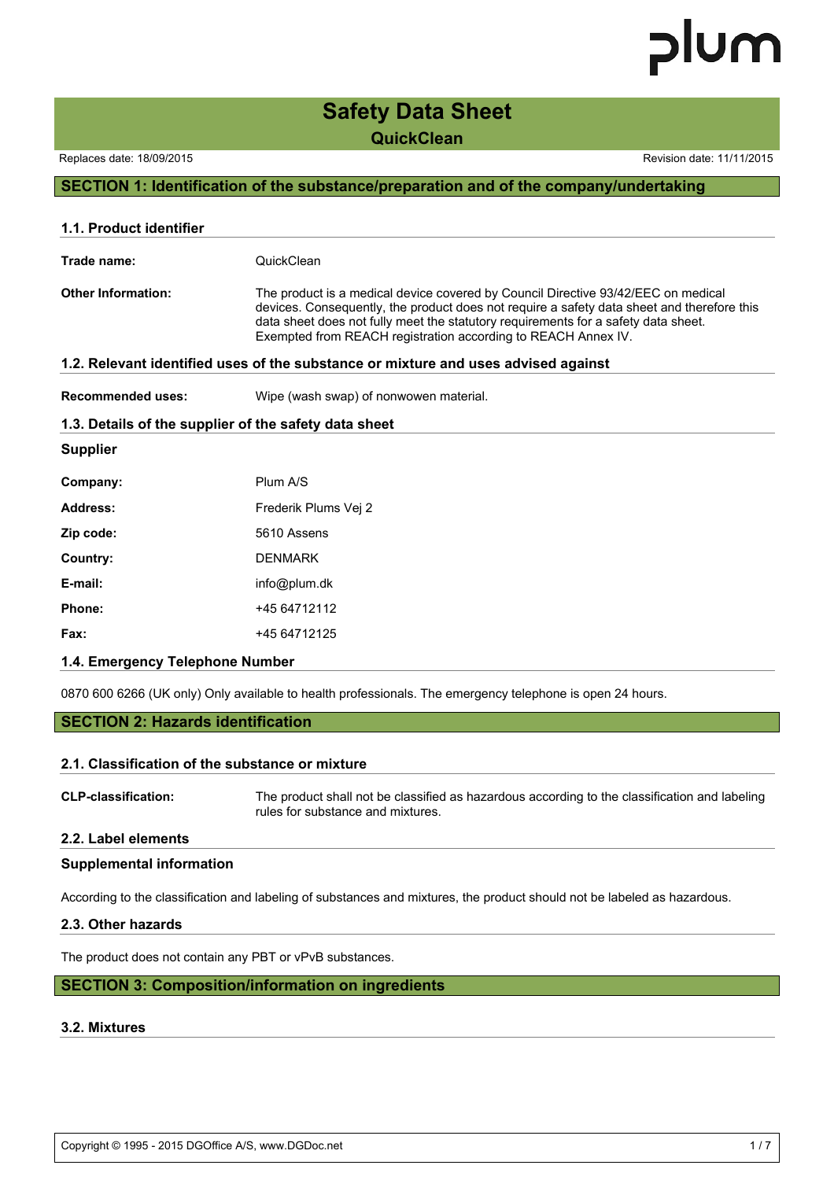# Safety Data Sheet

## QuickClean

Replaces date: 18/09/2015

Revision date: 11/11/2015

## SECTION 1: Identification of the substance/preparation and of the company/undertaking

### 1.1. Product identifier

**Trade name:** QuickClean

**Other Information:** The product is a medical device covered by Council Directive 93/42/EEC on medical devices. Consequently, the product does not require a safety data sheet and therefore this data sheet does not fully meet the statutory requirements for a safety data sheet. Exempted from REACH registration according to REACH Annex IV.

### 1.2. Relevant identified uses of the substance or mixture and uses advised against

**Recommended uses:** Wipe (wash swap) of nonwowen material.

### 1.3. Details of the supplier of the safety data sheet

**Supplier**

**Company:** Plum A/S

**Address:** Frederik Plums Vej 2

**Zip code:** 5610 Assens

**Country:** DENMARK

**E-mail:** info@plum.dk

**Phone:** +45 64712112

**Fax:** +45 64712125

### 1.4. Emergency Telephone Number

0870 600 6266 (UK only) Only available to health professionals. The emergency telephone is open 24 hours.

## SECTION 2: Hazards identification

### 2.1. Classification of the substance or mixture

**CLP-classification:** The product shall not be classified as hazardous according to the classification and labeling rules for substance and mixtures.

### 2.2. Label elements

**Supplemental information**

According to the classification and labeling of substances and mixtures, the product should not be labeled as hazardous.

### 2.3. Other hazards

The product does not contain any PBT or vPvB substances.

## SECTION 3: Composition/information on ingredients

### 3.2. Mixtures

Copyright © 1995 - 2015 DGOffice A/S, www.DGDoc.net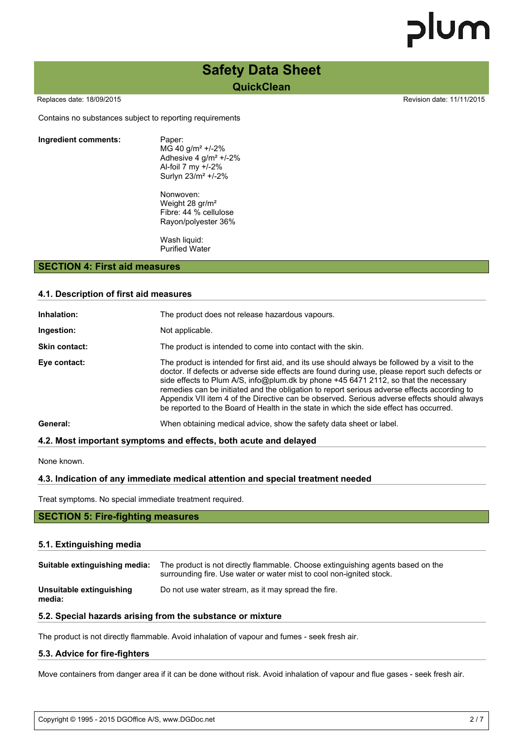Contains no substances subject to reporting requirements

| | |
|---|---|
| **Ingredient comments:** | Paper:<br>MG 40 g/m² +/-2%<br>Adhesive 4 g/m² +/-2%<br>Al-foil 7 my +/-2%<br>Surlyn 23/m² +/-2%<br><br>Nonwoven:<br>Weight 28 gr/m²<br>Fibre: 44 % cellulose<br>Rayon/polyester 36%<br><br>Wash liquid:<br>Purified Water |

## SECTION 4: First aid measures

### 4.1. Description of first aid measures

| | |
|---|---|
| **Inhalation:** | The product does not release hazardous vapours. |
| **Ingestion:** | Not applicable. |
| **Skin contact:** | The product is intended to come into contact with the skin. |
| **Eye contact:** | The product is intended for first aid, and its use should always be followed by a visit to the doctor. If defects or adverse side effects are found during use, please report such defects or side effects to Plum A/S, info@plum.dk by phone +45 6471 2112, so that the necessary remedies can be initiated and the obligation to report serious adverse effects according to Appendix VII item 4 of the Directive can be observed. Serious adverse effects should always be reported to the Board of Health in the state in which the side effect has occurred. |
| **General:** | When obtaining medical advice, show the safety data sheet or label. |

### 4.2. Most important symptoms and effects, both acute and delayed

None known.

### 4.3. Indication of any immediate medical attention and special treatment needed

Treat symptoms. No special immediate treatment required.

## SECTION 5: Fire-fighting measures

### 5.1. Extinguishing media

| | |
|---|---|
| **Suitable extinguishing media:** | The product is not directly flammable. Choose extinguishing agents based on the surrounding fire. Use water or water mist to cool non-ignited stock. |
| **Unsuitable extinguishing media:** | Do not use water stream, as it may spread the fire. |

### 5.2. Special hazards arising from the substance or mixture

The product is not directly flammable. Avoid inhalation of vapour and fumes - seek fresh air.

### 5.3. Advice for fire-fighters

Move containers from danger area if it can be done without risk. Avoid inhalation of vapour and flue gases - seek fresh air.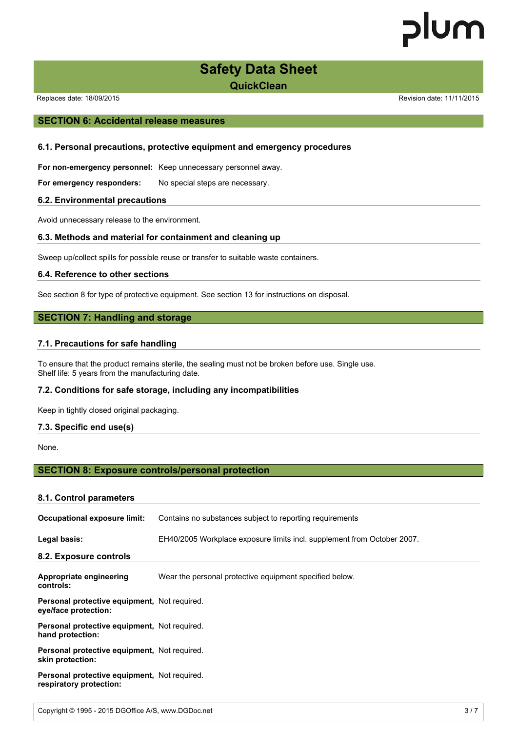## SECTION 6: Accidental release measures

### 6.1. Personal precautions, protective equipment and emergency procedures

**For non-emergency personnel:** Keep unnecessary personnel away.

**For emergency responders:** No special steps are necessary.

### 6.2. Environmental precautions

Avoid unnecessary release to the environment.

### 6.3. Methods and material for containment and cleaning up

Sweep up/collect spills for possible reuse or transfer to suitable waste containers.

### 6.4. Reference to other sections

See section 8 for type of protective equipment. See section 13 for instructions on disposal.

## SECTION 7: Handling and storage

### 7.1. Precautions for safe handling

To ensure that the product remains sterile, the sealing must not be broken before use. Single use.
Shelf life: 5 years from the manufacturing date.

### 7.2. Conditions for safe storage, including any incompatibilities

Keep in tightly closed original packaging.

### 7.3. Specific end use(s)

None.

## SECTION 8: Exposure controls/personal protection

### 8.1. Control parameters

**Occupational exposure limit:** Contains no substances subject to reporting requirements

**Legal basis:** EH40/2005 Workplace exposure limits incl. supplement from October 2007.

### 8.2. Exposure controls

**Appropriate engineering controls:** Wear the personal protective equipment specified below.

**Personal protective equipment, eye/face protection:** Not required.

**Personal protective equipment, hand protection:** Not required.

**Personal protective equipment, skin protection:** Not required.

**Personal protective equipment, respiratory protection:** Not required.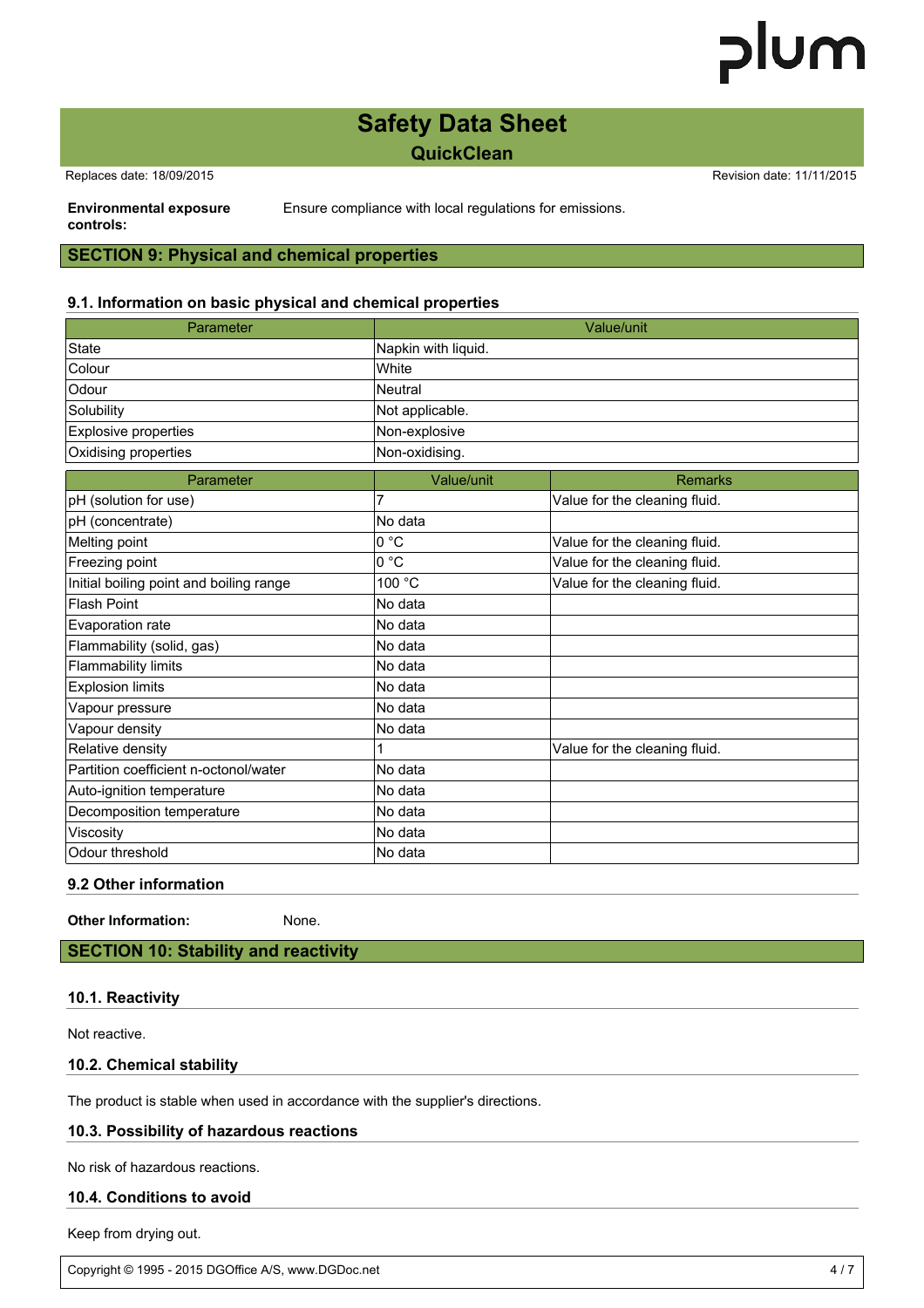**Environmental exposure controls:** Ensure compliance with local regulations for emissions.

## SECTION 9: Physical and chemical properties

### 9.1. Information on basic physical and chemical properties

| Parameter | Value/unit |
|---|---|
| State | Napkin with liquid. |
| Colour | White |
| Odour | Neutral |
| Solubility | Not applicable. |
| Explosive properties | Non-explosive |
| Oxidising properties | Non-oxidising. |

| Parameter | Value/unit | Remarks |
|---|---|---|
| pH (solution for use) | 7 | Value for the cleaning fluid. |
| pH (concentrate) | No data | |
| Melting point | 0 °C | Value for the cleaning fluid. |
| Freezing point | 0 °C | Value for the cleaning fluid. |
| Initial boiling point and boiling range | 100 °C | Value for the cleaning fluid. |
| Flash Point | No data | |
| Evaporation rate | No data | |
| Flammability (solid, gas) | No data | |
| Flammability limits | No data | |
| Explosion limits | No data | |
| Vapour pressure | No data | |
| Vapour density | No data | |
| Relative density | 1 | Value for the cleaning fluid. |
| Partition coefficient n-octonol/water | No data | |
| Auto-ignition temperature | No data | |
| Decomposition temperature | No data | |
| Viscosity | No data | |
| Odour threshold | No data | |

### 9.2 Other information

**Other Information:** None.

## SECTION 10: Stability and reactivity

### 10.1. Reactivity

Not reactive.

### 10.2. Chemical stability

The product is stable when used in accordance with the supplier's directions.

### 10.3. Possibility of hazardous reactions

No risk of hazardous reactions.

### 10.4. Conditions to avoid

Keep from drying out.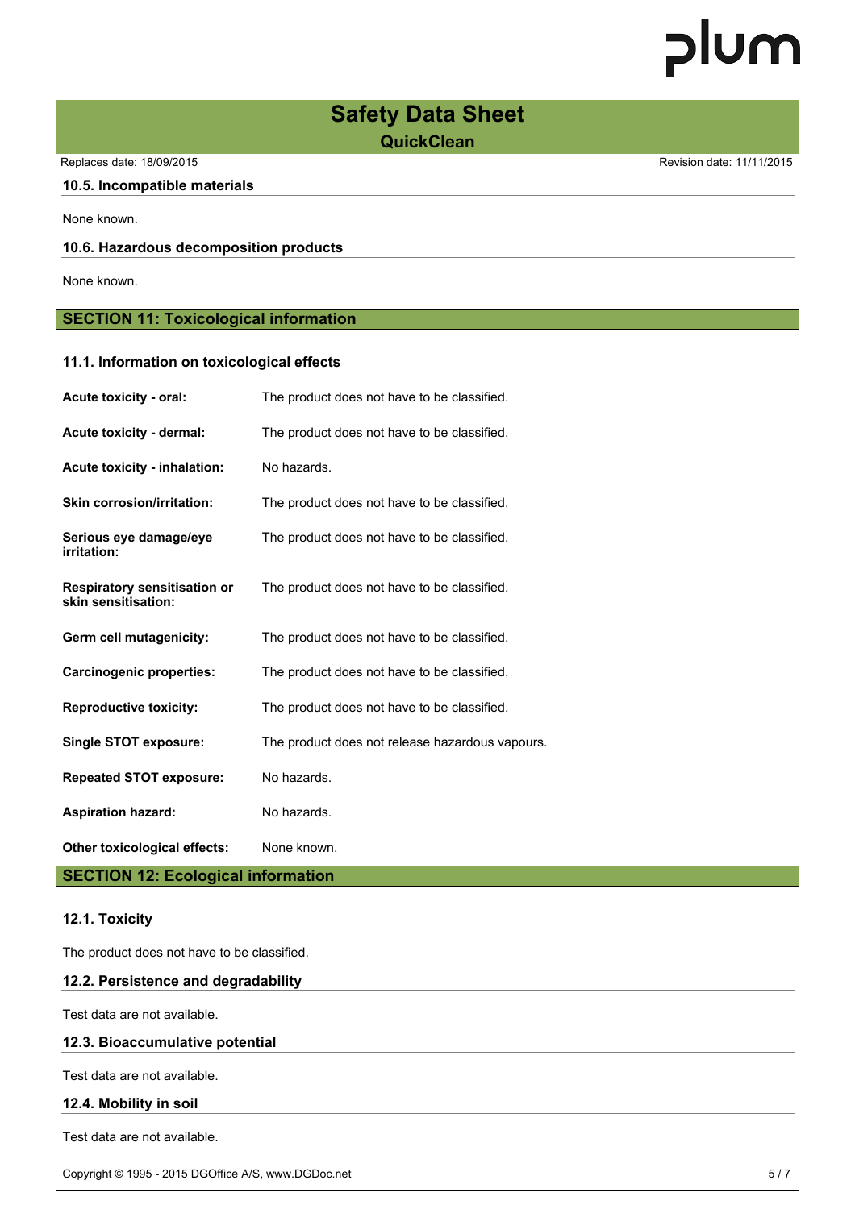### 10.5. Incompatible materials

None known.

### 10.6. Hazardous decomposition products

None known.

## SECTION 11: Toxicological information

### 11.1. Information on toxicological effects

**Acute toxicity - oral:** The product does not have to be classified.

**Acute toxicity - dermal:** The product does not have to be classified.

**Acute toxicity - inhalation:** No hazards.

**Skin corrosion/irritation:** The product does not have to be classified.

**Serious eye damage/eye irritation:** The product does not have to be classified.

**Respiratory sensitisation or skin sensitisation:** The product does not have to be classified.

**Germ cell mutagenicity:** The product does not have to be classified.

**Carcinogenic properties:** The product does not have to be classified.

**Reproductive toxicity:** The product does not have to be classified.

**Single STOT exposure:** The product does not release hazardous vapours.

**Repeated STOT exposure:** No hazards.

**Aspiration hazard:** No hazards.

**Other toxicological effects:** None known.

## SECTION 12: Ecological information

### 12.1. Toxicity

The product does not have to be classified.

### 12.2. Persistence and degradability

Test data are not available.

### 12.3. Bioaccumulative potential

Test data are not available.

### 12.4. Mobility in soil

Test data are not available.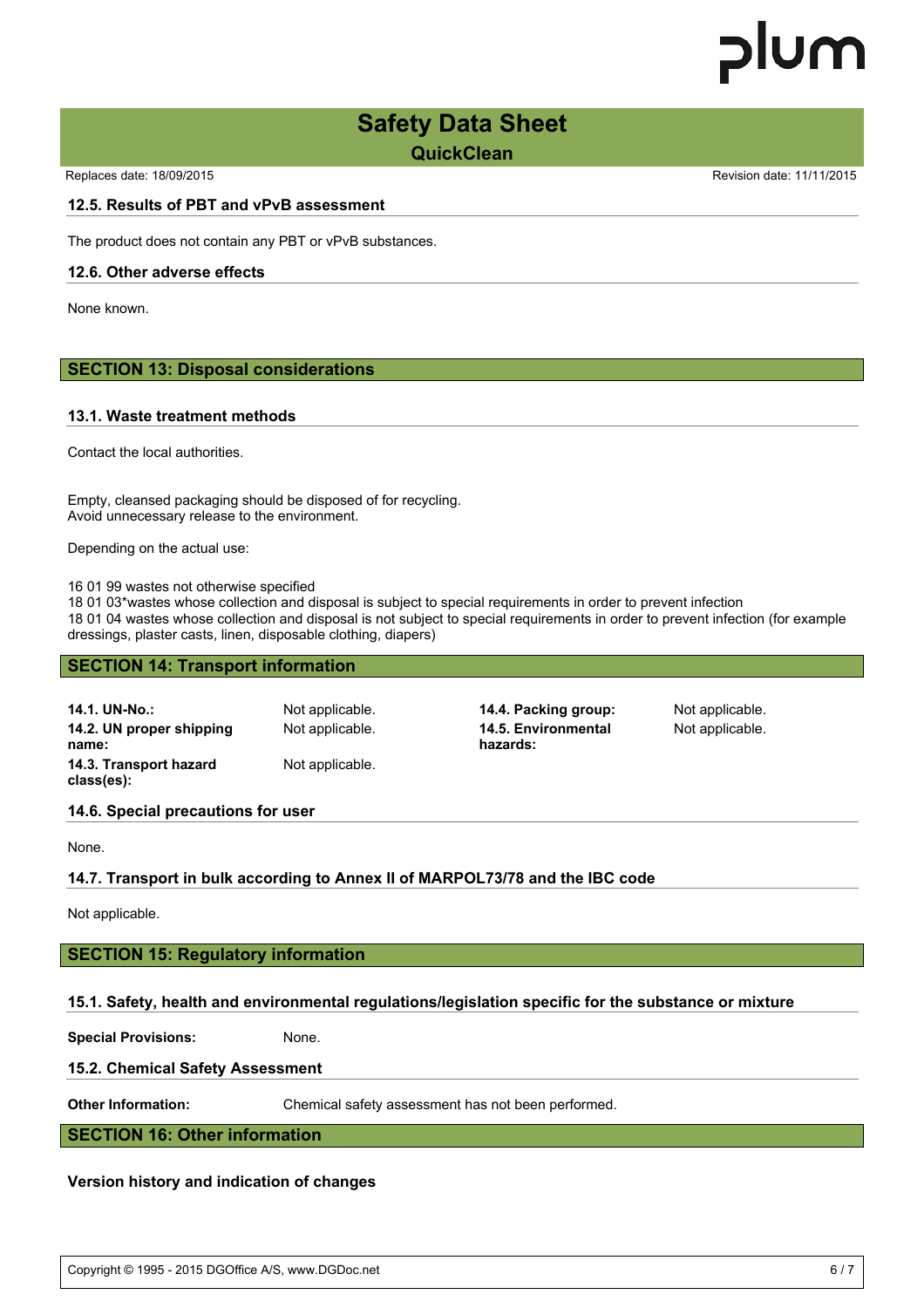### 12.5. Results of PBT and vPvB assessment

The product does not contain any PBT or vPvB substances.

### 12.6. Other adverse effects

None known.

## SECTION 13: Disposal considerations

### 13.1. Waste treatment methods

Contact the local authorities.

Empty, cleansed packaging should be disposed of for recycling.
Avoid unnecessary release to the environment.

Depending on the actual use:

16 01 99 wastes not otherwise specified
18 01 03*wastes whose collection and disposal is subject to special requirements in order to prevent infection
18 01 04 wastes whose collection and disposal is not subject to special requirements in order to prevent infection (for example dressings, plaster casts, linen, disposable clothing, diapers)

## SECTION 14: Transport information

**14.1. UN-No.:** Not applicable.

**14.2. UN proper shipping name:** Not applicable.

**14.3. Transport hazard class(es):** Not applicable.

**14.4. Packing group:** Not applicable.

**14.5. Environmental hazards:** Not applicable.

### 14.6. Special precautions for user

None.

### 14.7. Transport in bulk according to Annex II of MARPOL73/78 and the IBC code

Not applicable.

## SECTION 15: Regulatory information

### 15.1. Safety, health and environmental regulations/legislation specific for the substance or mixture

**Special Provisions:** None.

### 15.2. Chemical Safety Assessment

**Other Information:** Chemical safety assessment has not been performed.

## SECTION 16: Other information

### Version history and indication of changes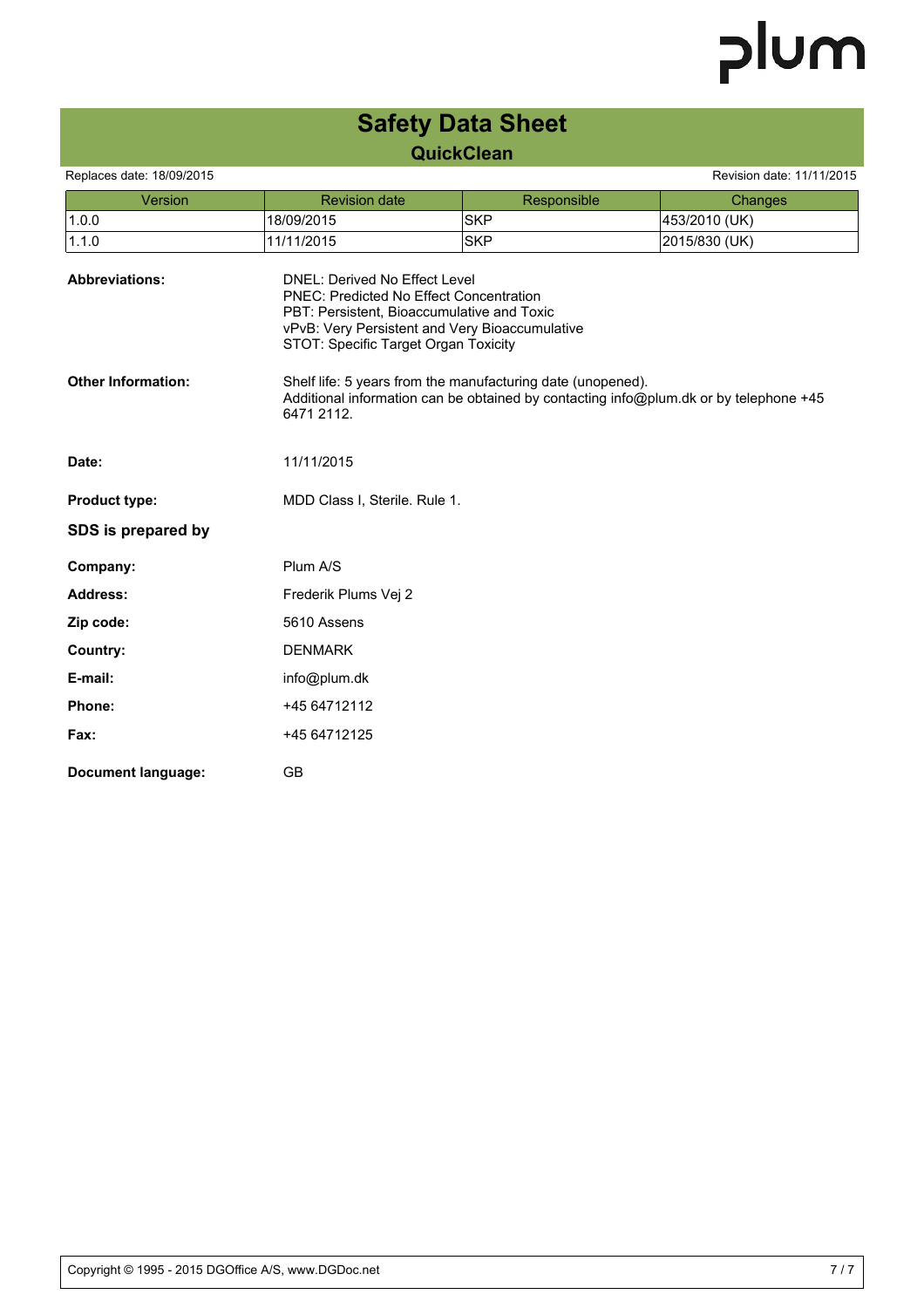# Safety Data Sheet

## QuickClean

Replaces date: 18/09/2015

Revision date: 11/11/2015

| Version | Revision date | Responsible | Changes |
| --- | --- | --- | --- |
| 1.0.0 | 18/09/2015 | SKP | 453/2010 (UK) |
| 1.1.0 | 11/11/2015 | SKP | 2015/830 (UK) |

**Abbreviations:**

DNEL: Derived No Effect Level
PNEC: Predicted No Effect Concentration
PBT: Persistent, Bioaccumulative and Toxic
vPvB: Very Persistent and Very Bioaccumulative
STOT: Specific Target Organ Toxicity

**Other Information:**

Shelf life: 5 years from the manufacturing date (unopened).
Additional information can be obtained by contacting info@plum.dk or by telephone +45 6471 2112.

**Date:** 11/11/2015

**Product type:** MDD Class I, Sterile. Rule 1.

### SDS is prepared by

**Company:** Plum A/S

**Address:** Frederik Plums Vej 2

**Zip code:** 5610 Assens

**Country:** DENMARK

**E-mail:** info@plum.dk

**Phone:** +45 64712112

**Fax:** +45 64712125

**Document language:** GB

Copyright © 1995 - 2015 DGOffice A/S, www.DGDoc.net